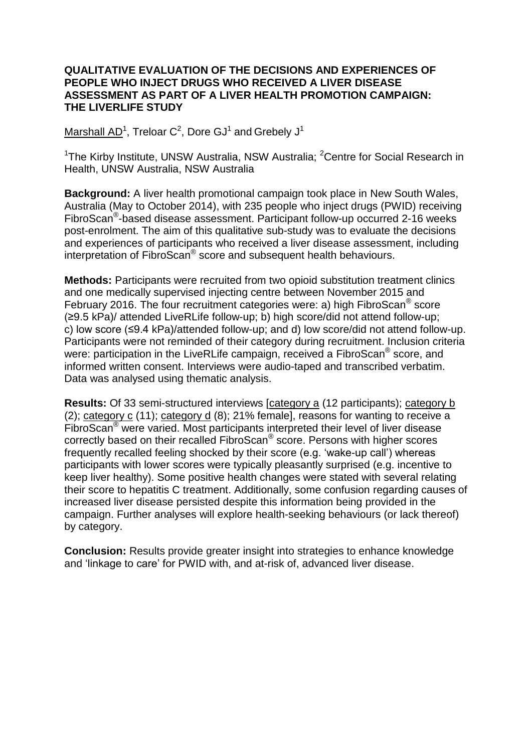# QUALITATIVE EVALUATION OF THE DECISIONS AND EXPERIENCES OF PEOPLE WHO INJECT DRUGS WHO RECEIVED A LIVER DISEASE ASSESSMENT AS PART OF A LIVER HEALTH PROMOTION CAMPAIGN: THE LIVERLIFE STUDY

Marshall AD[1], Treloar C[2], Dore GJ[1] and Grebely J[1]

[1]The Kirby Institute, UNSW Australia, NSW Australia; [2]Centre for Social Research in Health, UNSW Australia, NSW Australia

**Background:** A liver health promotional campaign took place in New South Wales, Australia (May to October 2014), with 235 people who inject drugs (PWID) receiving FibroScan®-based disease assessment. Participant follow-up occurred 2-16 weeks post-enrolment. The aim of this qualitative sub-study was to evaluate the decisions and experiences of participants who received a liver disease assessment, including interpretation of FibroScan® score and subsequent health behaviours.

**Methods:** Participants were recruited from two opioid substitution treatment clinics and one medically supervised injecting centre between November 2015 and February 2016. The four recruitment categories were: a) high FibroScan® score (≥9.5 kPa)/ attended LiveRLife follow-up; b) high score/did not attend follow-up; c) low score (≤9.4 kPa)/attended follow-up; and d) low score/did not attend follow-up. Participants were not reminded of their category during recruitment. Inclusion criteria were: participation in the LiveRLife campaign, received a FibroScan® score, and informed written consent. Interviews were audio-taped and transcribed verbatim. Data was analysed using thematic analysis.

**Results:** Of 33 semi-structured interviews [category a (12 participants); category b (2); category c (11); category d (8); 21% female], reasons for wanting to receive a FibroScan® were varied. Most participants interpreted their level of liver disease correctly based on their recalled FibroScan® score. Persons with higher scores frequently recalled feeling shocked by their score (e.g. 'wake-up call') whereas participants with lower scores were typically pleasantly surprised (e.g. incentive to keep liver healthy). Some positive health changes were stated with several relating their score to hepatitis C treatment. Additionally, some confusion regarding causes of increased liver disease persisted despite this information being provided in the campaign. Further analyses will explore health-seeking behaviours (or lack thereof) by category.

**Conclusion:** Results provide greater insight into strategies to enhance knowledge and 'linkage to care' for PWID with, and at-risk of, advanced liver disease.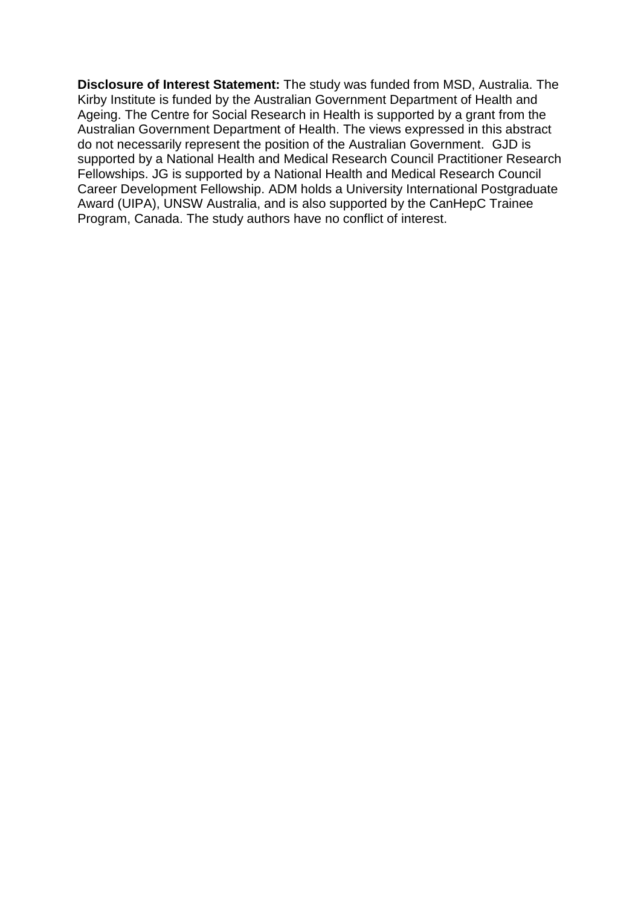**Disclosure of Interest Statement:** The study was funded from MSD, Australia. The Kirby Institute is funded by the Australian Government Department of Health and Ageing. The Centre for Social Research in Health is supported by a grant from the Australian Government Department of Health. The views expressed in this abstract do not necessarily represent the position of the Australian Government. GJD is supported by a National Health and Medical Research Council Practitioner Research Fellowships. JG is supported by a National Health and Medical Research Council Career Development Fellowship. ADM holds a University International Postgraduate Award (UIPA), UNSW Australia, and is also supported by the CanHepC Trainee Program, Canada. The study authors have no conflict of interest.